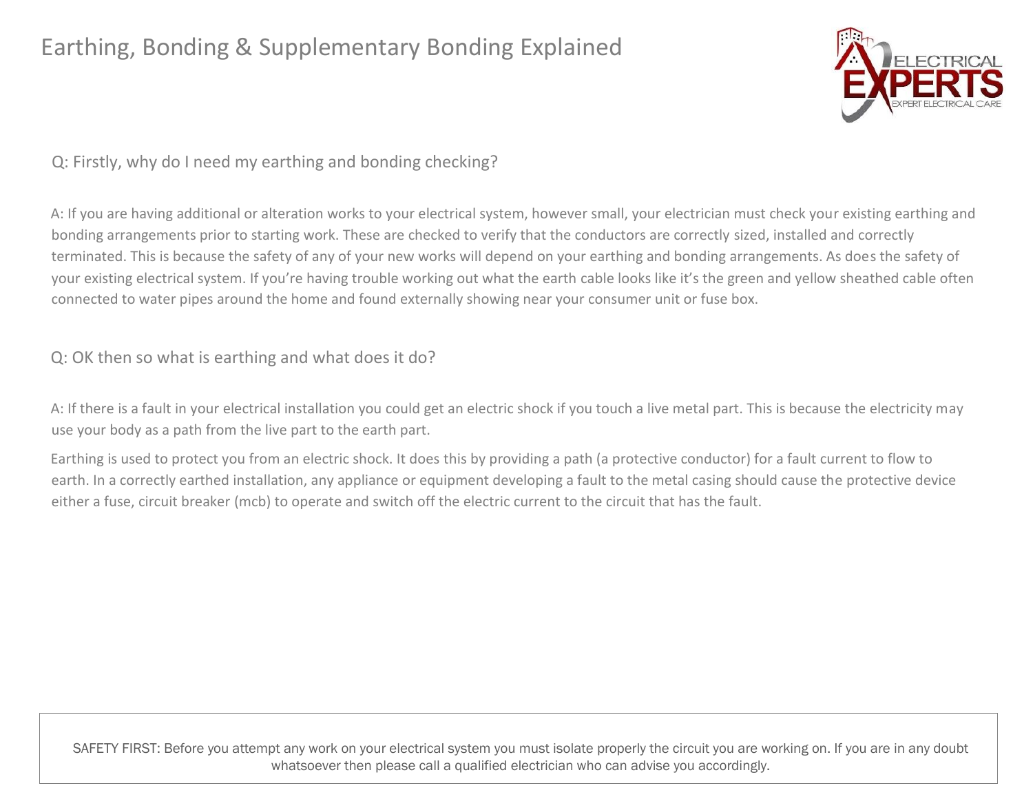# Earthing, Bonding & Supplementary Bonding Explained

Q: Firstly, why do I need my earthing and bonding checking?

A: If you are having additional or alteration works to your electrical system, however small, your electrician must check your existing earthing and bonding arrangements prior to starting work. These are checked to verify that the conductors are correctly sized, installed and correctly terminated. This is because the safety of any of your new works will depend on your earthing and bonding arrangements. As does the safety of your existing electrical system. If you're having trouble working out what the earth cable looks like it's the green and yellow sheathed cable often connected to water pipes around the home and found externally showing near your consumer unit or fuse box.

Q: OK then so what is earthing and what does it do?

A: If there is a fault in your electrical installation you could get an electric shock if you touch a live metal part. This is because the electricity may use your body as a path from the live part to the earth part.

Earthing is used to protect you from an electric shock. It does this by providing a path (a protective conductor) for a fault current to flow to earth. In a correctly earthed installation, any appliance or equipment developing a fault to the metal casing should cause the protective device either a fuse, circuit breaker (mcb) to operate and switch off the electric current to the circuit that has the fault.

SAFETY FIRST: Before you attempt any work on your electrical system you must isolate properly the circuit you are working on. If you are in any doubt whatsoever then please call a qualified electrician who can advise you accordingly.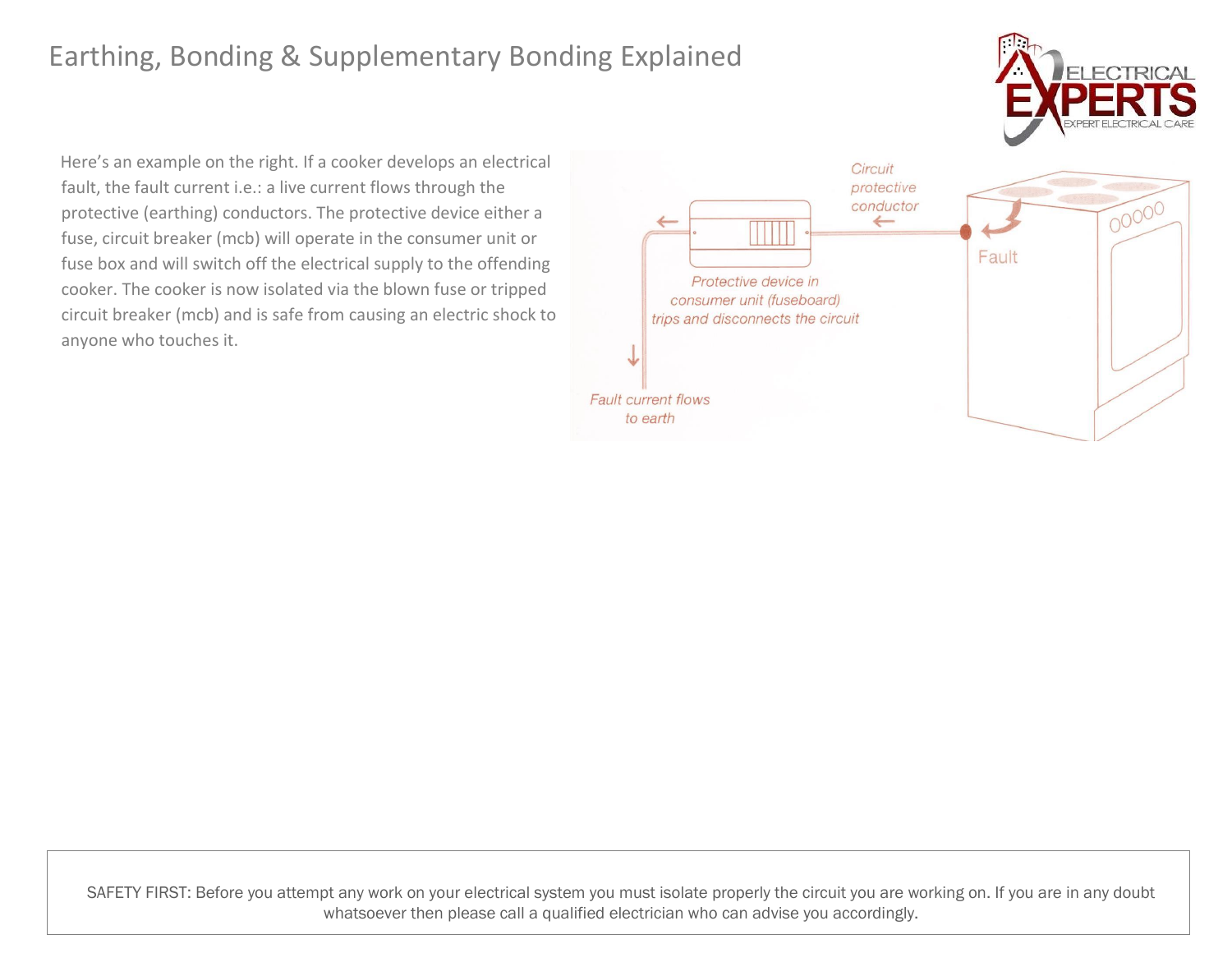Here's an example on the right. If a cooker develops an electrical fault, the fault current i.e.: a live current flows through the protective (earthing) conductors. The protective device either a fuse, circuit breaker (mcb) will operate in the consumer unit or fuse box and will switch off the electrical supply to the offending cooker. The cooker is now isolated via the blown fuse or tripped circuit breaker (mcb) and is safe from causing an electric shock to anyone who touches it.

Circuit protective conductor

Fault

Protective device in consumer unit (fuseboard) trips and disconnects the circuit

Fault current flows to earth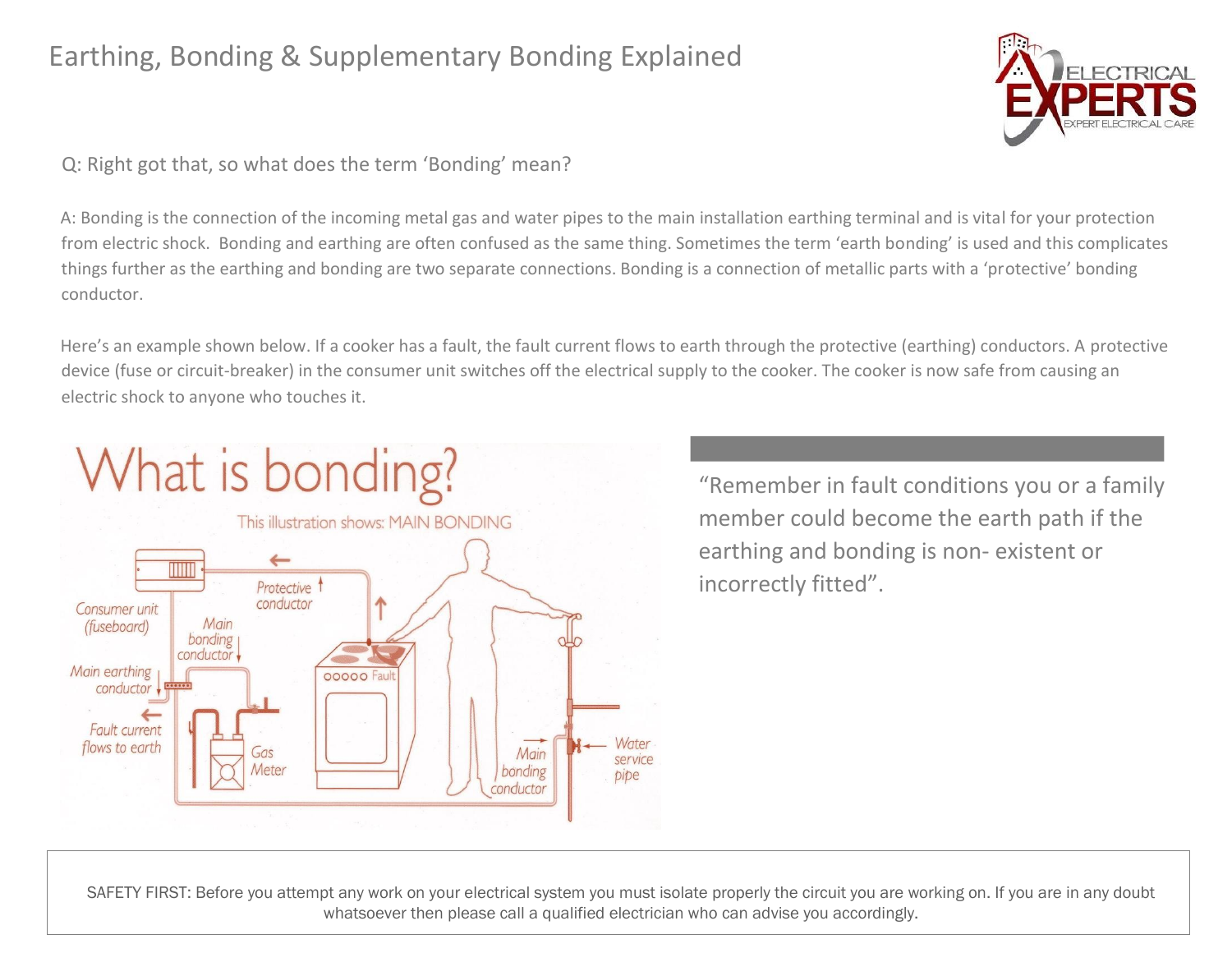Q: Right got that, so what does the term 'Bonding' mean?

A: Bonding is the connection of the incoming metal gas and water pipes to the main installation earthing terminal and is vital for your protection from electric shock. Bonding and earthing are often confused as the same thing. Sometimes the term 'earth bonding' is used and this complicates things further as the earthing and bonding are two separate connections. Bonding is a connection of metallic parts with a 'protective' bonding conductor.

Here's an example shown below. If a cooker has a fault, the fault current flows to earth through the protective (earthing) conductors. A protective device (fuse or circuit-breaker) in the consumer unit switches off the electrical supply to the cooker. The cooker is now safe from causing an electric shock to anyone who touches it.

"Remember in fault conditions you or a family member could become the earth path if the earthing and bonding is non- existent or incorrectly fitted".

SAFETY FIRST: Before you attempt any work on your electrical system you must isolate properly the circuit you are working on. If you are in any doubt whatsoever then please call a qualified electrician who can advise you accordingly.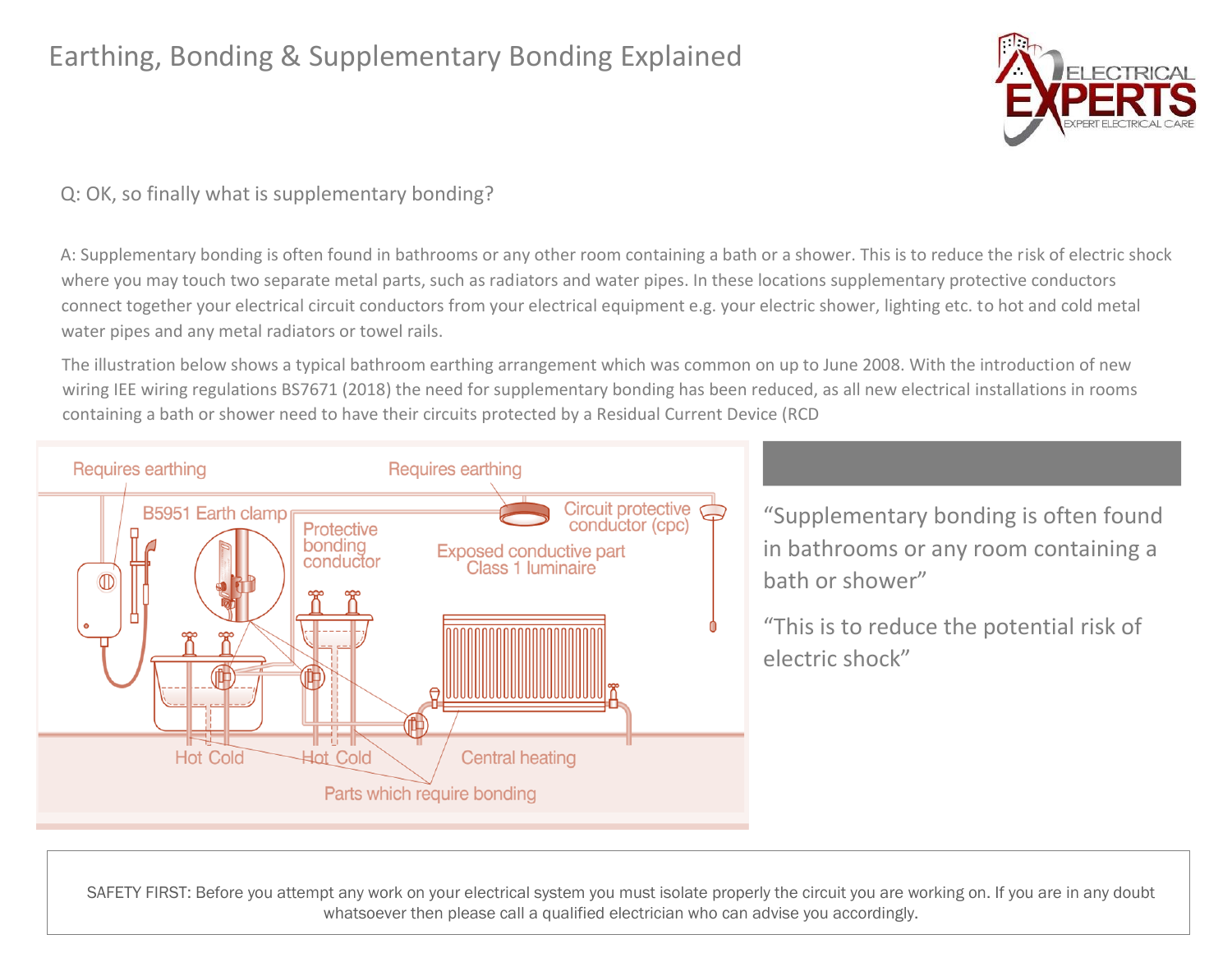# Earthing, Bonding & Supplementary Bonding Explained

Q: OK, so finally what is supplementary bonding?

A: Supplementary bonding is often found in bathrooms or any other room containing a bath or a shower. This is to reduce the risk of electric shock where you may touch two separate metal parts, such as radiators and water pipes. In these locations supplementary protective conductors connect together your electrical circuit conductors from your electrical equipment e.g. your electric shower, lighting etc. to hot and cold metal water pipes and any metal radiators or towel rails.

The illustration below shows a typical bathroom earthing arrangement which was common on up to June 2008. With the introduction of new wiring IEE wiring regulations BS7671 (2018) the need for supplementary bonding has been reduced, as all new electrical installations in rooms containing a bath or shower need to have their circuits protected by a Residual Current Device (RCD

Requires earthing
Requires earthing
B5951 Earth clamp
Protective bonding conductor
Circuit protective conductor (cpc)
Exposed conductive part Class 1 luminaire
Hot Cold
Hot Cold
Central heating
Parts which require bonding

"Supplementary bonding is often found in bathrooms or any room containing a bath or shower"

"This is to reduce the potential risk of electric shock"

SAFETY FIRST: Before you attempt any work on your electrical system you must isolate properly the circuit you are working on. If you are in any doubt whatsoever then please call a qualified electrician who can advise you accordingly.